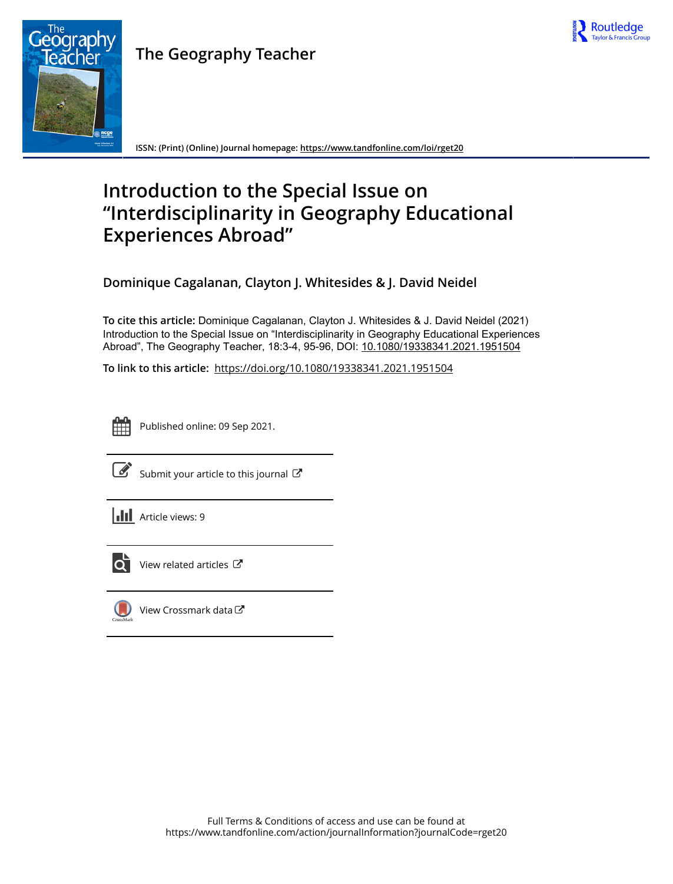The Geography Teacher

ISSN: (Print) (Online) Journal homepage: https://www.tandfonline.com/loi/rget20

# Introduction to the Special Issue on "Interdisciplinarity in Geography Educational Experiences Abroad"

**Dominique Cagalanan, Clayton J. Whitesides & J. David Neidel**

**To cite this article:** Dominique Cagalanan, Clayton J. Whitesides & J. David Neidel (2021) Introduction to the Special Issue on "Interdisciplinarity in Geography Educational Experiences Abroad", The Geography Teacher, 18:3-4, 95-96, DOI: 10.1080/19338341.2021.1951504

**To link to this article:** https://doi.org/10.1080/19338341.2021.1951504

Published online: 09 Sep 2021.

Submit your article to this journal

Article views: 9

View related articles

View Crossmark data

Full Terms & Conditions of access and use can be found at https://www.tandfonline.com/action/journalInformation?journalCode=rget20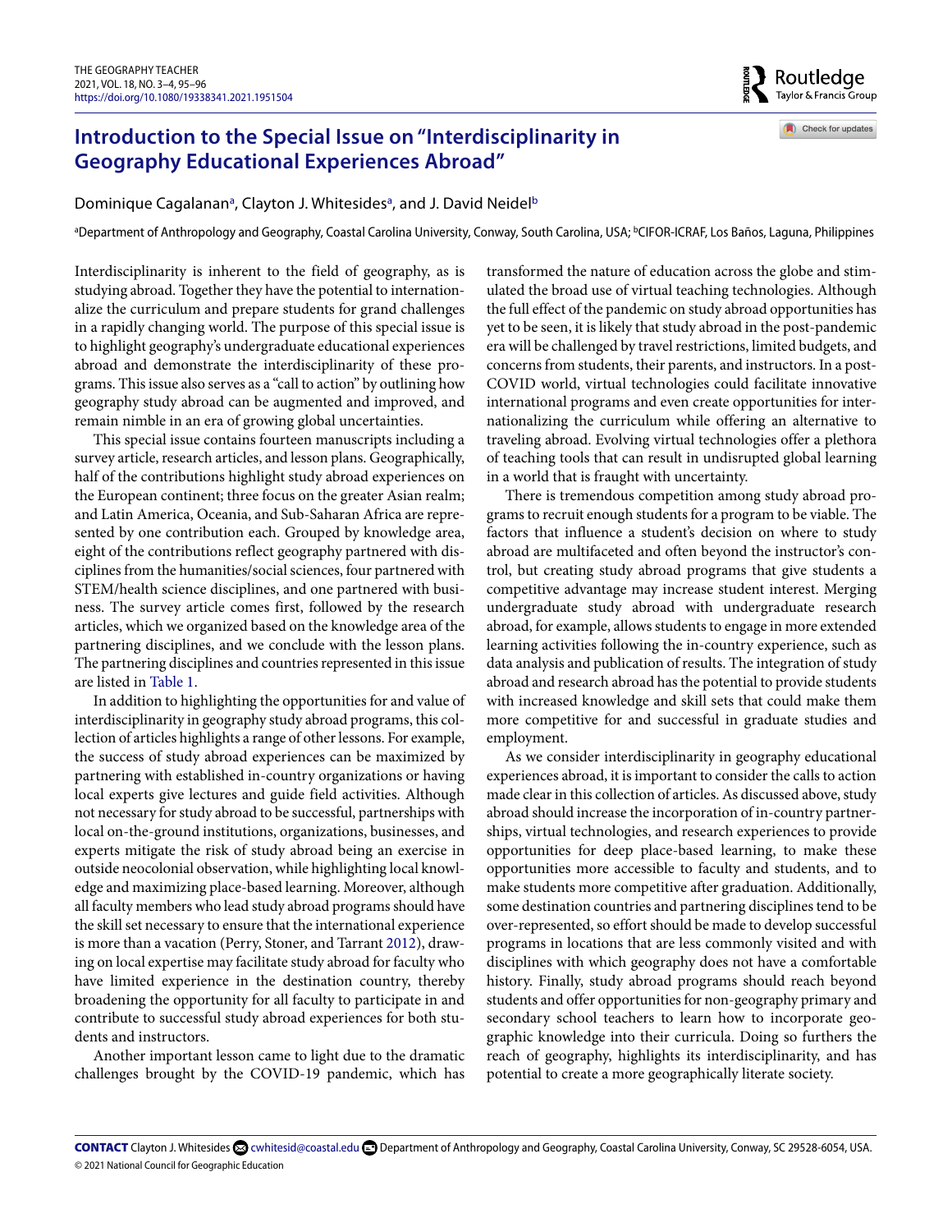# Introduction to the Special Issue on "Interdisciplinarity in Geography Educational Experiences Abroad"

Dominique Cagalanan[a], Clayton J. Whitesides[a], and J. David Neidel[b]

[a]Department of Anthropology and Geography, Coastal Carolina University, Conway, South Carolina, USA; [b]CIFOR-ICRAF, Los Baños, Laguna, Philippines

Interdisciplinarity is inherent to the field of geography, as is studying abroad. Together they have the potential to internationalize the curriculum and prepare students for grand challenges in a rapidly changing world. The purpose of this special issue is to highlight geography's undergraduate educational experiences abroad and demonstrate the interdisciplinarity of these programs. This issue also serves as a "call to action" by outlining how geography study abroad can be augmented and improved, and remain nimble in an era of growing global uncertainties.

This special issue contains fourteen manuscripts including a survey article, research articles, and lesson plans. Geographically, half of the contributions highlight study abroad experiences on the European continent; three focus on the greater Asian realm; and Latin America, Oceania, and Sub-Saharan Africa are represented by one contribution each. Grouped by knowledge area, eight of the contributions reflect geography partnered with disciplines from the humanities/social sciences, four partnered with STEM/health science disciplines, and one partnered with business. The survey article comes first, followed by the research articles, which we organized based on the knowledge area of the partnering disciplines, and we conclude with the lesson plans. The partnering disciplines and countries represented in this issue are listed in Table 1.

In addition to highlighting the opportunities for and value of interdisciplinarity in geography study abroad programs, this collection of articles highlights a range of other lessons. For example, the success of study abroad experiences can be maximized by partnering with established in-country organizations or having local experts give lectures and guide field activities. Although not necessary for study abroad to be successful, partnerships with local on-the-ground institutions, organizations, businesses, and experts mitigate the risk of study abroad being an exercise in outside neocolonial observation, while highlighting local knowledge and maximizing place-based learning. Moreover, although all faculty members who lead study abroad programs should have the skill set necessary to ensure that the international experience is more than a vacation (Perry, Stoner, and Tarrant 2012), drawing on local expertise may facilitate study abroad for faculty who have limited experience in the destination country, thereby broadening the opportunity for all faculty to participate in and contribute to successful study abroad experiences for both students and instructors.

Another important lesson came to light due to the dramatic challenges brought by the COVID-19 pandemic, which has transformed the nature of education across the globe and stimulated the broad use of virtual teaching technologies. Although the full effect of the pandemic on study abroad opportunities has yet to be seen, it is likely that study abroad in the post-pandemic era will be challenged by travel restrictions, limited budgets, and concerns from students, their parents, and instructors. In a post-COVID world, virtual technologies could facilitate innovative international programs and even create opportunities for internationalizing the curriculum while offering an alternative to traveling abroad. Evolving virtual technologies offer a plethora of teaching tools that can result in undisrupted global learning in a world that is fraught with uncertainty.

There is tremendous competition among study abroad programs to recruit enough students for a program to be viable. The factors that influence a student's decision on where to study abroad are multifaceted and often beyond the instructor's control, but creating study abroad programs that give students a competitive advantage may increase student interest. Merging undergraduate study abroad with undergraduate research abroad, for example, allows students to engage in more extended learning activities following the in-country experience, such as data analysis and publication of results. The integration of study abroad and research abroad has the potential to provide students with increased knowledge and skill sets that could make them more competitive for and successful in graduate studies and employment.

As we consider interdisciplinarity in geography educational experiences abroad, it is important to consider the calls to action made clear in this collection of articles. As discussed above, study abroad should increase the incorporation of in-country partnerships, virtual technologies, and research experiences to provide opportunities for deep place-based learning, to make these opportunities more accessible to faculty and students, and to make students more competitive after graduation. Additionally, some destination countries and partnering disciplines tend to be over-represented, so effort should be made to develop successful programs in locations that are less commonly visited and with disciplines with which geography does not have a comfortable history. Finally, study abroad programs should reach beyond students and offer opportunities for non-geography primary and secondary school teachers to learn how to incorporate geographic knowledge into their curricula. Doing so furthers the reach of geography, highlights its interdisciplinarity, and has potential to create a more geographically literate society.

**CONTACT** Clayton J. Whitesides cwhitesid@coastal.edu Department of Anthropology and Geography, Coastal Carolina University, Conway, SC 29528-6054, USA.

© 2021 National Council for Geographic Education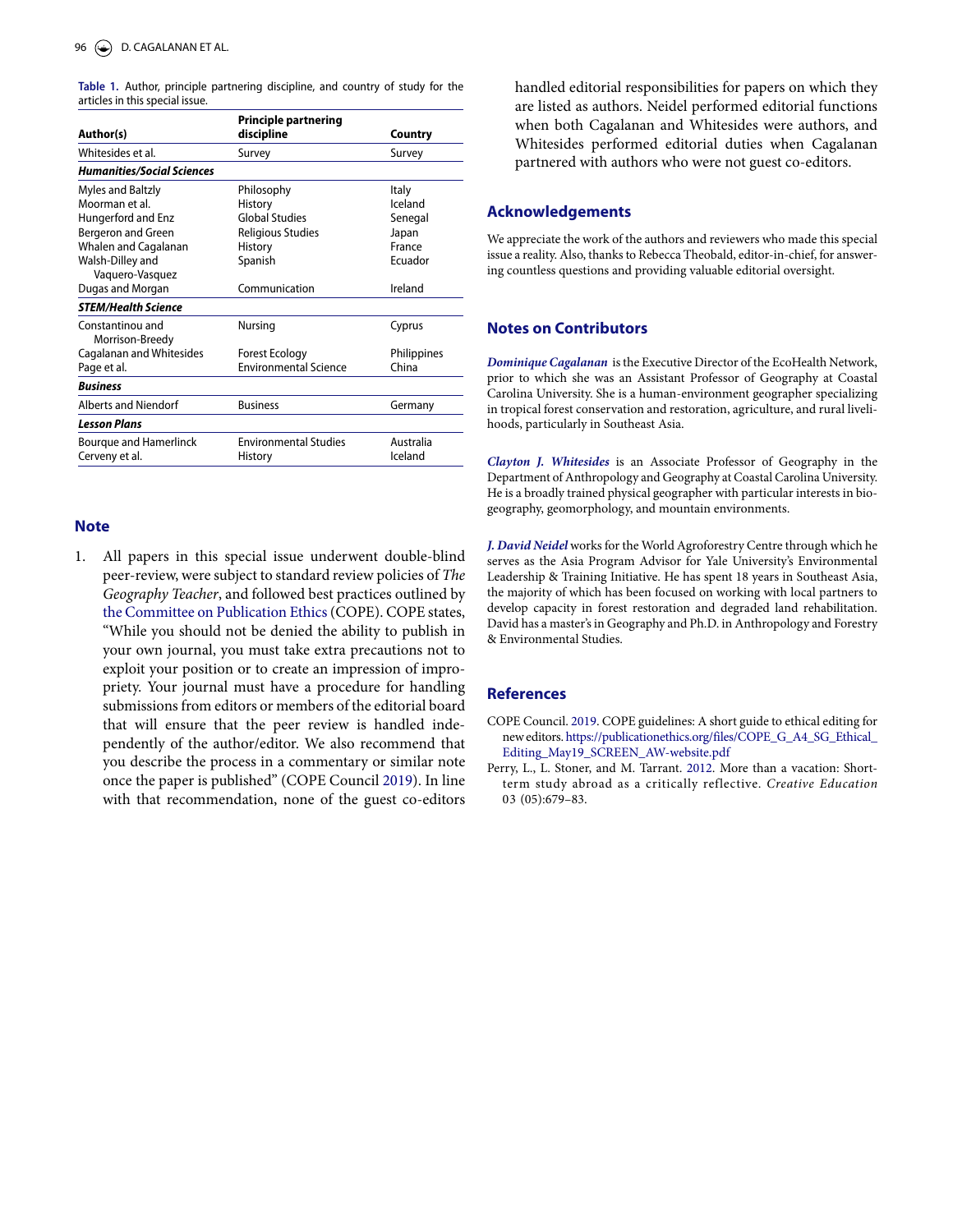Table 1. Author, principle partnering discipline, and country of study for the articles in this special issue.

| Author(s) | Principle partnering discipline | Country |
|---|---|---|
| Whitesides et al. | Survey | Survey |
| ***Humanities/Social Sciences*** | | |
| Myles and Baltzly | Philosophy | Italy |
| Moorman et al. | History | Iceland |
| Hungerford and Enz | Global Studies | Senegal |
| Bergeron and Green | Religious Studies | Japan |
| Whalen and Cagalanan | History | France |
| Walsh-Dilley and Vaquero-Vasquez | Spanish | Ecuador |
| Dugas and Morgan | Communication | Ireland |
| ***STEM/Health Science*** | | |
| Constantinou and Morrison-Breedy | Nursing | Cyprus |
| Cagalanan and Whitesides | Forest Ecology | Philippines |
| Page et al. | Environmental Science | China |
| ***Business*** | | |
| Alberts and Niendorf | Business | Germany |
| ***Lesson Plans*** | | |
| Bourque and Hamerlinck | Environmental Studies | Australia |
| Cerveny et al. | History | Iceland |

## Note

1. All papers in this special issue underwent double-blind peer-review, were subject to standard review policies of *The Geography Teacher*, and followed best practices outlined by the Committee on Publication Ethics (COPE). COPE states, "While you should not be denied the ability to publish in your own journal, you must take extra precautions not to exploit your position or to create an impression of impropriety. Your journal must have a procedure for handling submissions from editors or members of the editorial board that will ensure that the peer review is handled independently of the author/editor. We also recommend that you describe the process in a commentary or similar note once the paper is published" (COPE Council 2019). In line with that recommendation, none of the guest co-editors handled editorial responsibilities for papers on which they are listed as authors. Neidel performed editorial functions when both Cagalanan and Whitesides were authors, and Whitesides performed editorial duties when Cagalanan partnered with authors who were not guest co-editors.

## Acknowledgements

We appreciate the work of the authors and reviewers who made this special issue a reality. Also, thanks to Rebecca Theobald, editor-in-chief, for answering countless questions and providing valuable editorial oversight.

## Notes on Contributors

***Dominique Cagalanan*** is the Executive Director of the EcoHealth Network, prior to which she was an Assistant Professor of Geography at Coastal Carolina University. She is a human-environment geographer specializing in tropical forest conservation and restoration, agriculture, and rural livelihoods, particularly in Southeast Asia.

***Clayton J. Whitesides*** is an Associate Professor of Geography in the Department of Anthropology and Geography at Coastal Carolina University. He is a broadly trained physical geographer with particular interests in biogeography, geomorphology, and mountain environments.

***J. David Neidel*** works for the World Agroforestry Centre through which he serves as the Asia Program Advisor for Yale University's Environmental Leadership & Training Initiative. He has spent 18 years in Southeast Asia, the majority of which has been focused on working with local partners to develop capacity in forest restoration and degraded land rehabilitation. David has a master's in Geography and Ph.D. in Anthropology and Forestry & Environmental Studies.

## References

COPE Council. 2019. COPE guidelines: A short guide to ethical editing for new editors. https://publicationethics.org/files/COPE_G_A4_SG_Ethical_Editing_May19_SCREEN_AW-website.pdf

Perry, L., L. Stoner, and M. Tarrant. 2012. More than a vacation: Short-term study abroad as a critically reflective. *Creative Education* 03 (05):679–83.